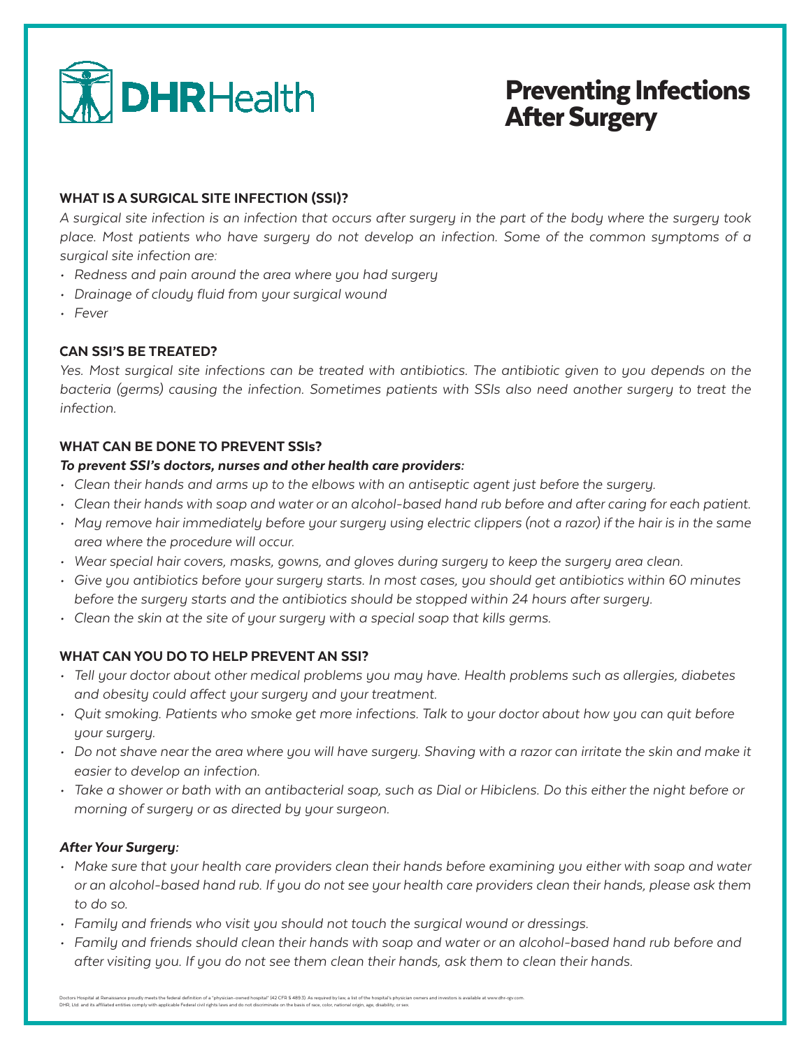DHRHealth

# Preventing Infections After Surgery

## WHAT IS A SURGICAL SITE INFECTION (SSI)?

*A surgical site infection is an infection that occurs after surgery in the part of the body where the surgery took place. Most patients who have surgery do not develop an infection. Some of the common symptoms of a surgical site infection are:*

- *Redness and pain around the area where you had surgery*
- *Drainage of cloudy fluid from your surgical wound*
- *Fever*

## CAN SSI'S BE TREATED?

*Yes. Most surgical site infections can be treated with antibiotics. The antibiotic given to you depends on the bacteria (germs) causing the infection. Sometimes patients with SSIs also need another surgery to treat the infection.*

## WHAT CAN BE DONE TO PREVENT SSIs?

***To prevent SSI's doctors, nurses and other health care providers:***

- *Clean their hands and arms up to the elbows with an antiseptic agent just before the surgery.*
- *Clean their hands with soap and water or an alcohol-based hand rub before and after caring for each patient.*
- *May remove hair immediately before your surgery using electric clippers (not a razor) if the hair is in the same area where the procedure will occur.*
- *Wear special hair covers, masks, gowns, and gloves during surgery to keep the surgery area clean.*
- *Give you antibiotics before your surgery starts. In most cases, you should get antibiotics within 60 minutes before the surgery starts and the antibiotics should be stopped within 24 hours after surgery.*
- *Clean the skin at the site of your surgery with a special soap that kills germs.*

## WHAT CAN YOU DO TO HELP PREVENT AN SSI?

- *Tell your doctor about other medical problems you may have. Health problems such as allergies, diabetes and obesity could affect your surgery and your treatment.*
- *Quit smoking. Patients who smoke get more infections. Talk to your doctor about how you can quit before your surgery.*
- *Do not shave near the area where you will have surgery. Shaving with a razor can irritate the skin and make it easier to develop an infection.*
- *Take a shower or bath with an antibacterial soap, such as Dial or Hibiclens. Do this either the night before or morning of surgery or as directed by your surgeon.*

***After Your Surgery:***

- *Make sure that your health care providers clean their hands before examining you either with soap and water or an alcohol-based hand rub. If you do not see your health care providers clean their hands, please ask them to do so.*
- *Family and friends who visit you should not touch the surgical wound or dressings.*
- *Family and friends should clean their hands with soap and water or an alcohol-based hand rub before and after visiting you. If you do not see them clean their hands, ask them to clean their hands.*

Doctors Hospital at Renaissance proudly meets the federal definition of a "physician-owned hospital" (42 CFR § 489.3). As required by law, a list of the hospital's physician owners and investors is available at www.dhr-rgv.com.
DHR, Ltd. and its affiliated entities comply with applicable Federal civil rights laws and do not discriminate on the basis of race, color, national origin, age, disability, or sex.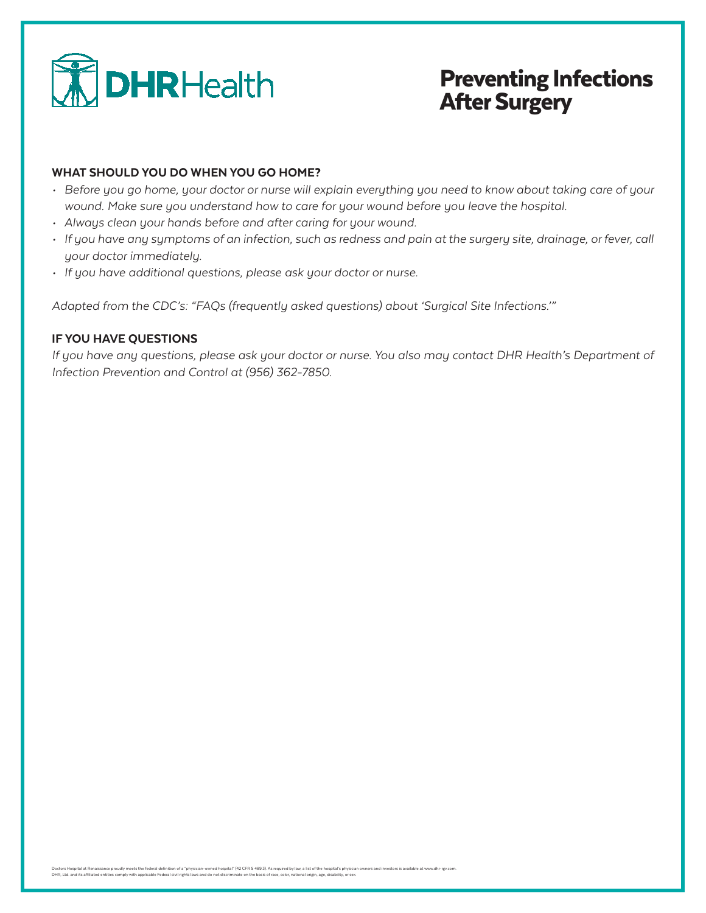# Preventing Infections After Surgery

### WHAT SHOULD YOU DO WHEN YOU GO HOME?

- *Before you go home, your doctor or nurse will explain everything you need to know about taking care of your wound. Make sure you understand how to care for your wound before you leave the hospital.*
- *Always clean your hands before and after caring for your wound.*
- *If you have any symptoms of an infection, such as redness and pain at the surgery site, drainage, or fever, call your doctor immediately.*
- *If you have additional questions, please ask your doctor or nurse.*

*Adapted from the CDC's: "FAQs (frequently asked questions) about 'Surgical Site Infections.'"*

### IF YOU HAVE QUESTIONS

*If you have any questions, please ask your doctor or nurse. You also may contact DHR Health's Department of Infection Prevention and Control at (956) 362-7850.*

Doctors Hospital at Renaissance proudly meets the federal definition of a "physician-owned hospital" (42 CFR § 489.3). As required by law, a list of the hospital's physician owners and investors is available at www.dhr-rgv.com.
DHR, Ltd. and its affiliated entities comply with applicable Federal civil rights laws and do not discriminate on the basis of race, color, national origin, age, disability, or sex.